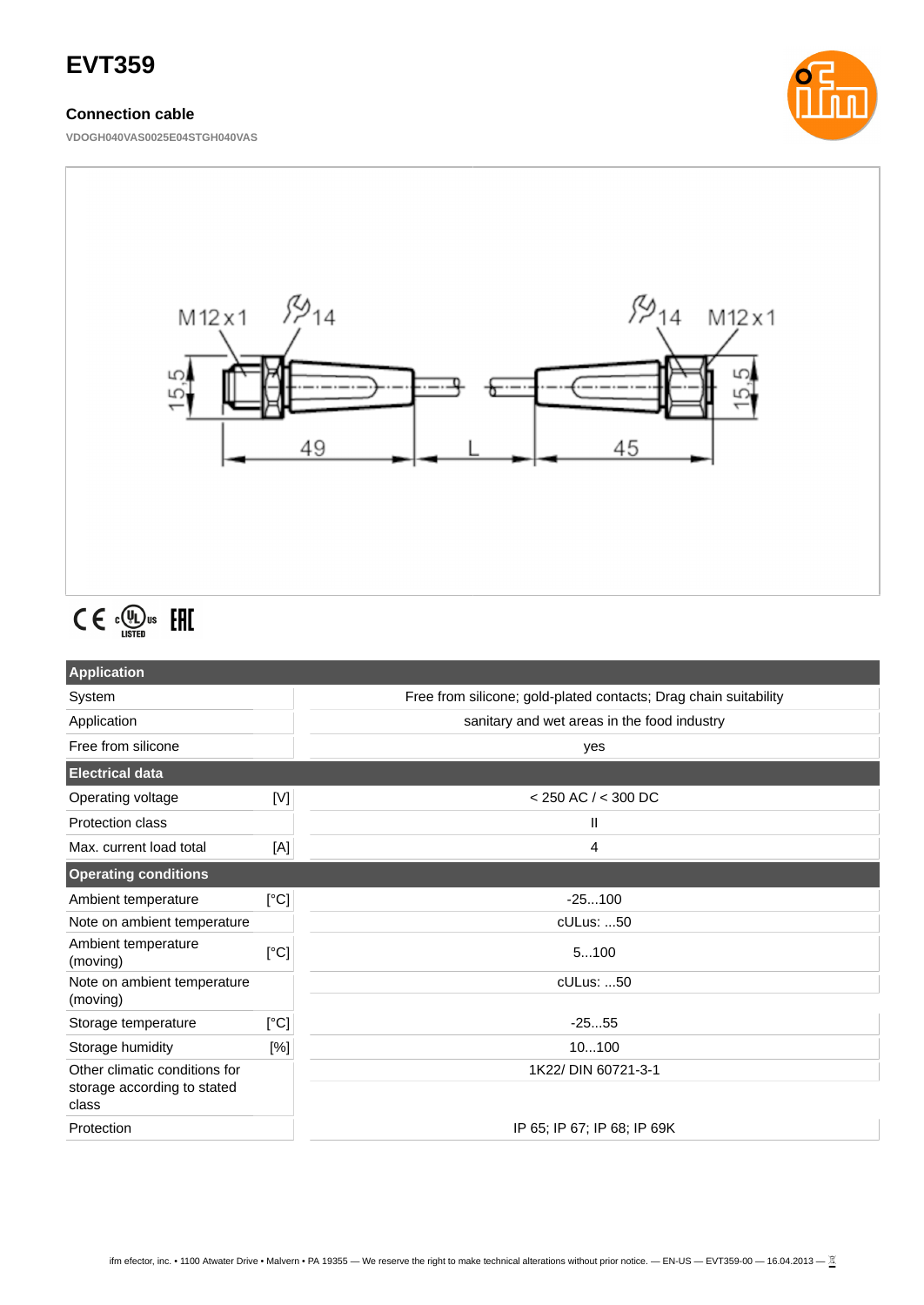# EVT359

### Connection cable

VDOGH040VAS0025E04STGH040VAS

| Application | | |
|---|---|---|
| System | | Free from silicone; gold-plated contacts; Drag chain suitability |
| Application | | sanitary and wet areas in the food industry |
| Free from silicone | | yes |
| **Electrical data** | | |
| Operating voltage | [V] | < 250 AC / < 300 DC |
| Protection class | | II |
| Max. current load total | [A] | 4 |
| **Operating conditions** | | |
| Ambient temperature | [°C] | -25...100 |
| Note on ambient temperature | | cULus: ...50 |
| Ambient temperature (moving) | [°C] | 5...100 |
| Note on ambient temperature (moving) | | cULus: ...50 |
| Storage temperature | [°C] | -25...55 |
| Storage humidity | [%] | 10...100 |
| Other climatic conditions for storage according to stated class | | 1K22/ DIN 60721-3-1 |
| Protection | | IP 65; IP 67; IP 68; IP 69K |

ifm efector, inc. • 1100 Atwater Drive • Malvern • PA 19355 — We reserve the right to make technical alterations without prior notice. — EN-US — EVT359-00 — 16.04.2013 —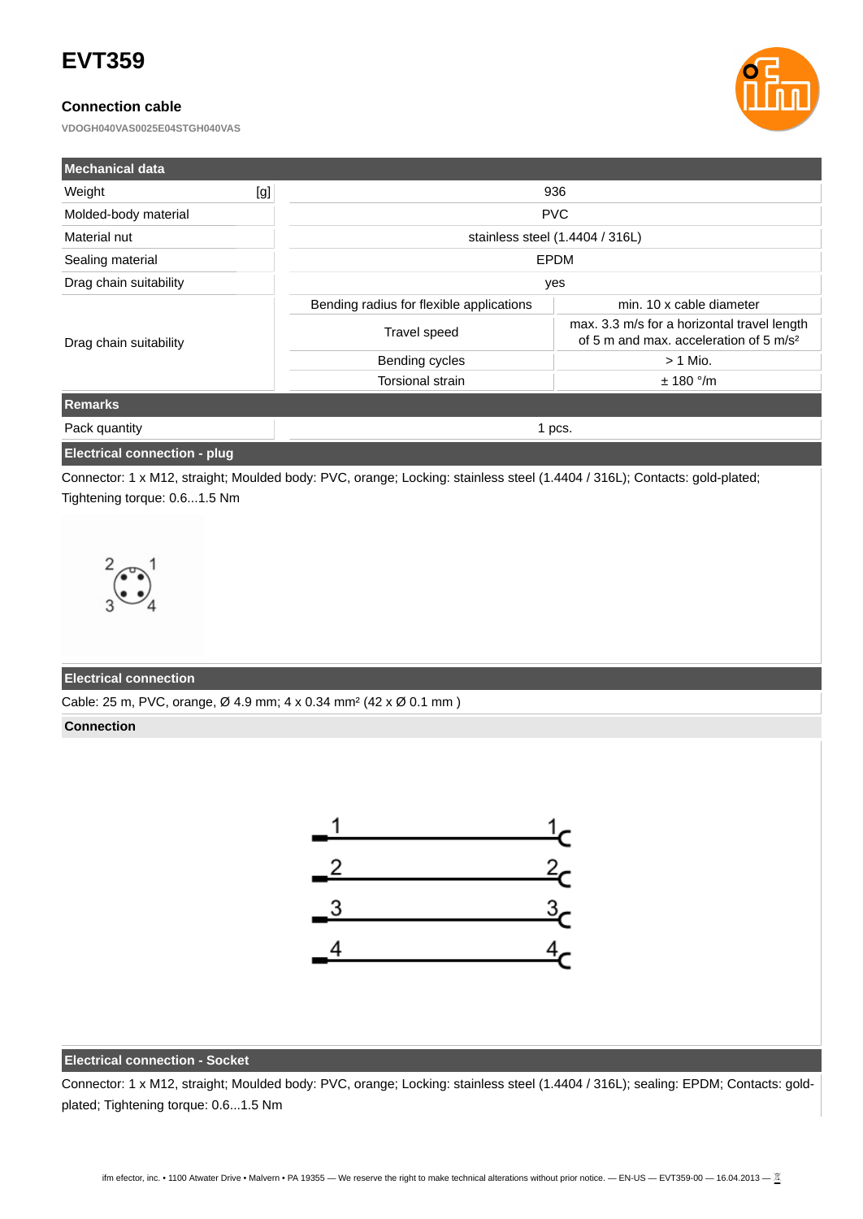# EVT359

### Connection cable

VDOGH040VAS0025E04STGH040VAS

| Mechanical data | | |
|---|---|---|
| Weight [g] | 936 | |
| Molded-body material | PVC | |
| Material nut | stainless steel (1.4404 / 316L) | |
| Sealing material | EPDM | |
| Drag chain suitability | yes | |
| Drag chain suitability | Bending radius for flexible applications | min. 10 x cable diameter |
| | Travel speed | max. 3.3 m/s for a horizontal travel length of 5 m and max. acceleration of 5 m/s² |
| | Bending cycles | > 1 Mio. |
| | Torsional strain | ± 180 °/m |

| Remarks | |
|---|---|
| Pack quantity | 1 pcs. |

**Electrical connection - plug**

Connector: 1 x M12, straight; Moulded body: PVC, orange; Locking: stainless steel (1.4404 / 316L); Contacts: gold-plated; Tightening torque: 0.6...1.5 Nm

**Electrical connection**

Cable: 25 m, PVC, orange, Ø 4.9 mm; 4 x 0.34 mm² (42 x Ø 0.1 mm )

**Connection**

**Electrical connection - Socket**

Connector: 1 x M12, straight; Moulded body: PVC, orange; Locking: stainless steel (1.4404 / 316L); sealing: EPDM; Contacts: gold-plated; Tightening torque: 0.6...1.5 Nm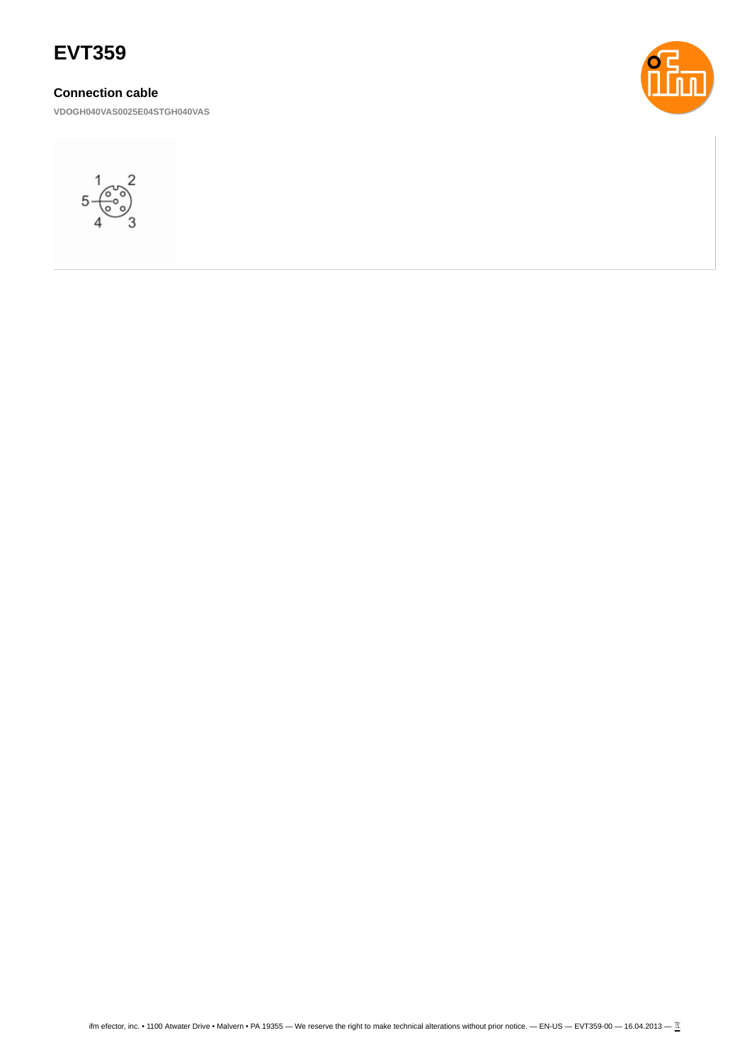# EVT359

### Connection cable

**VDOGH040VAS0025E04STGH040VAS**

1 2
5
4 3